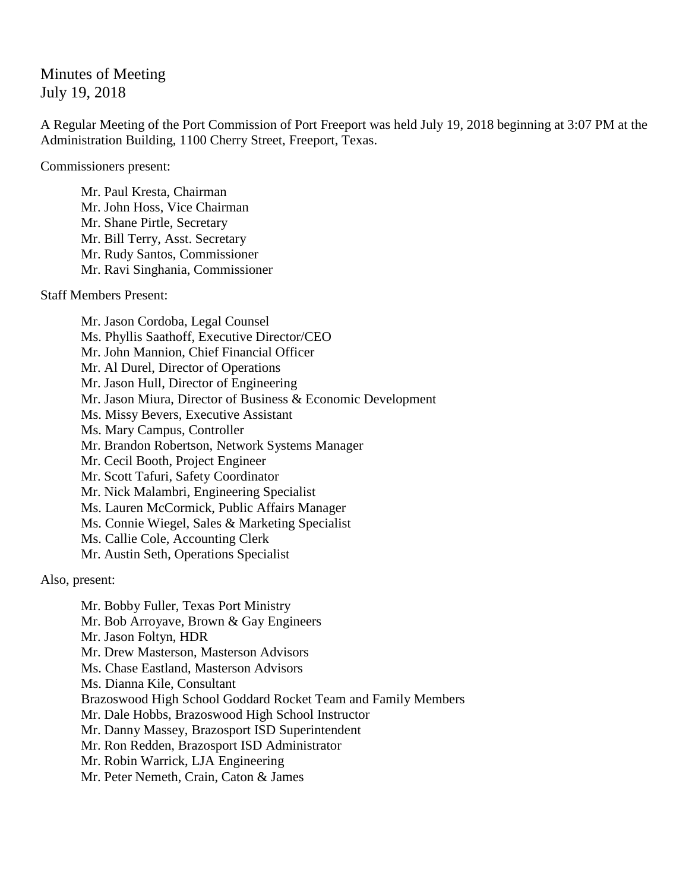Minutes of Meeting
July 19, 2018

A Regular Meeting of the Port Commission of Port Freeport was held July 19, 2018 beginning at 3:07 PM at the Administration Building, 1100 Cherry Street, Freeport, Texas.

Commissioners present:

Mr. Paul Kresta, Chairman
Mr. John Hoss, Vice Chairman
Mr. Shane Pirtle, Secretary
Mr. Bill Terry, Asst. Secretary
Mr. Rudy Santos, Commissioner
Mr. Ravi Singhania, Commissioner

Staff Members Present:

Mr. Jason Cordoba, Legal Counsel
Ms. Phyllis Saathoff, Executive Director/CEO
Mr. John Mannion, Chief Financial Officer
Mr. Al Durel, Director of Operations
Mr. Jason Hull, Director of Engineering
Mr. Jason Miura, Director of Business & Economic Development
Ms. Missy Bevers, Executive Assistant
Ms. Mary Campus, Controller
Mr. Brandon Robertson, Network Systems Manager
Mr. Cecil Booth, Project Engineer
Mr. Scott Tafuri, Safety Coordinator
Mr. Nick Malambri, Engineering Specialist
Ms. Lauren McCormick, Public Affairs Manager
Ms. Connie Wiegel, Sales & Marketing Specialist
Ms. Callie Cole, Accounting Clerk
Mr. Austin Seth, Operations Specialist

Also, present:

Mr. Bobby Fuller, Texas Port Ministry
Mr. Bob Arroyave, Brown & Gay Engineers
Mr. Jason Foltyn, HDR
Mr. Drew Masterson, Masterson Advisors
Ms. Chase Eastland, Masterson Advisors
Ms. Dianna Kile, Consultant
Brazoswood High School Goddard Rocket Team and Family Members
Mr. Dale Hobbs, Brazoswood High School Instructor
Mr. Danny Massey, Brazosport ISD Superintendent
Mr. Ron Redden, Brazosport ISD Administrator
Mr. Robin Warrick, LJA Engineering
Mr. Peter Nemeth, Crain, Caton & James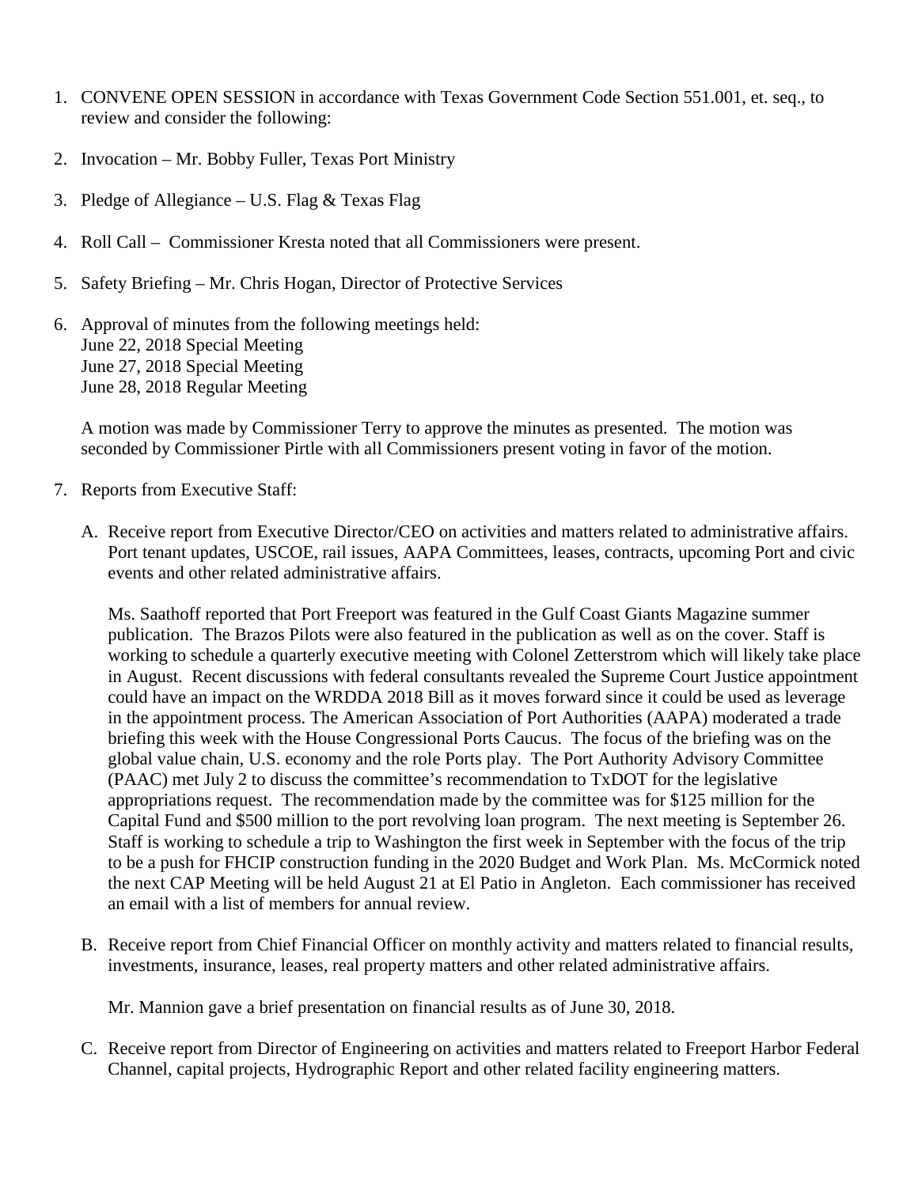1. CONVENE OPEN SESSION in accordance with Texas Government Code Section 551.001, et. seq., to review and consider the following:

2. Invocation – Mr. Bobby Fuller, Texas Port Ministry

3. Pledge of Allegiance – U.S. Flag & Texas Flag

4. Roll Call – Commissioner Kresta noted that all Commissioners were present.

5. Safety Briefing – Mr. Chris Hogan, Director of Protective Services

6. Approval of minutes from the following meetings held:
   June 22, 2018 Special Meeting
   June 27, 2018 Special Meeting
   June 28, 2018 Regular Meeting

   A motion was made by Commissioner Terry to approve the minutes as presented. The motion was seconded by Commissioner Pirtle with all Commissioners present voting in favor of the motion.

7. Reports from Executive Staff:

   A. Receive report from Executive Director/CEO on activities and matters related to administrative affairs. Port tenant updates, USCOE, rail issues, AAPA Committees, leases, contracts, upcoming Port and civic events and other related administrative affairs.

      Ms. Saathoff reported that Port Freeport was featured in the Gulf Coast Giants Magazine summer publication. The Brazos Pilots were also featured in the publication as well as on the cover. Staff is working to schedule a quarterly executive meeting with Colonel Zetterstrom which will likely take place in August. Recent discussions with federal consultants revealed the Supreme Court Justice appointment could have an impact on the WRDDA 2018 Bill as it moves forward since it could be used as leverage in the appointment process. The American Association of Port Authorities (AAPA) moderated a trade briefing this week with the House Congressional Ports Caucus. The focus of the briefing was on the global value chain, U.S. economy and the role Ports play. The Port Authority Advisory Committee (PAAC) met July 2 to discuss the committee's recommendation to TxDOT for the legislative appropriations request. The recommendation made by the committee was for $125 million for the Capital Fund and $500 million to the port revolving loan program. The next meeting is September 26. Staff is working to schedule a trip to Washington the first week in September with the focus of the trip to be a push for FHCIP construction funding in the 2020 Budget and Work Plan. Ms. McCormick noted the next CAP Meeting will be held August 21 at El Patio in Angleton. Each commissioner has received an email with a list of members for annual review.

   B. Receive report from Chief Financial Officer on monthly activity and matters related to financial results, investments, insurance, leases, real property matters and other related administrative affairs.

      Mr. Mannion gave a brief presentation on financial results as of June 30, 2018.

   C. Receive report from Director of Engineering on activities and matters related to Freeport Harbor Federal Channel, capital projects, Hydrographic Report and other related facility engineering matters.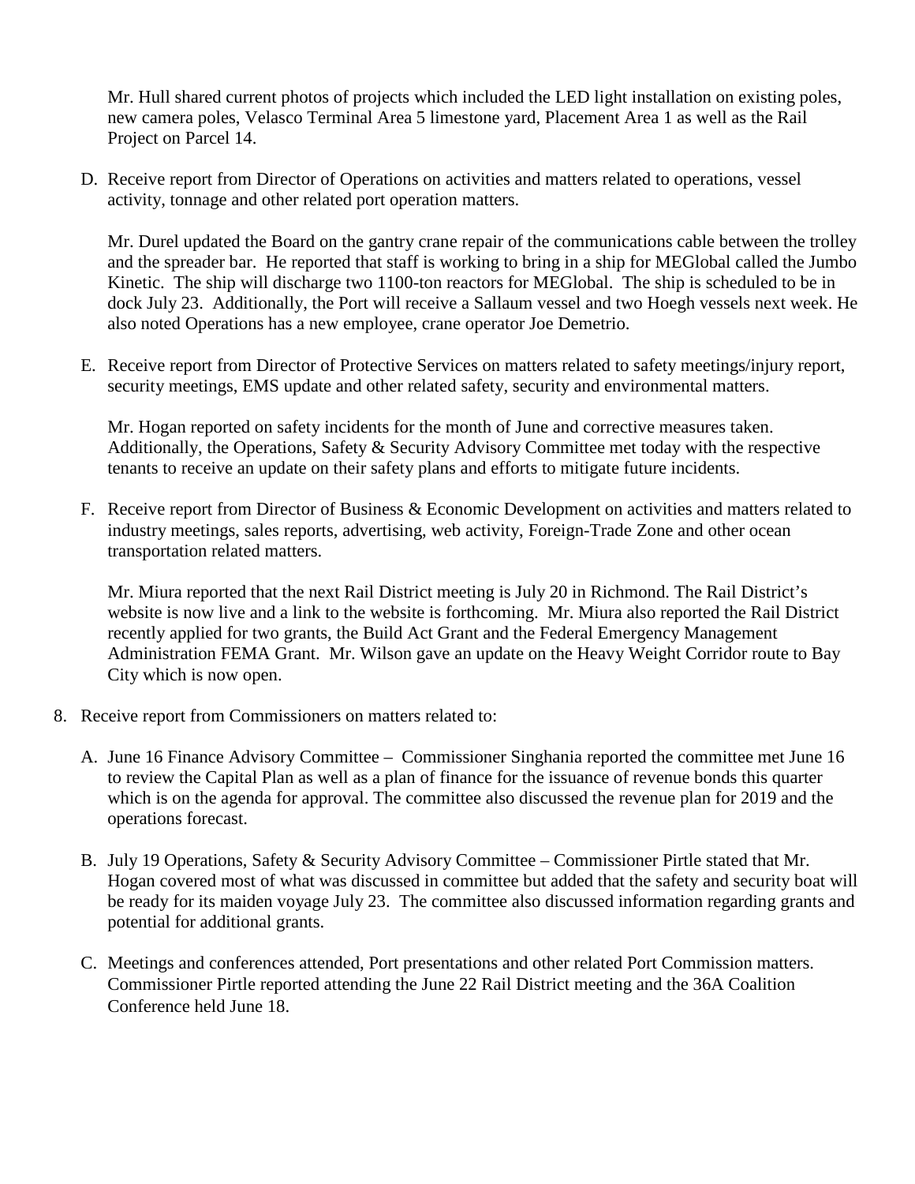Mr. Hull shared current photos of projects which included the LED light installation on existing poles, new camera poles, Velasco Terminal Area 5 limestone yard, Placement Area 1 as well as the Rail Project on Parcel 14.

D. Receive report from Director of Operations on activities and matters related to operations, vessel activity, tonnage and other related port operation matters.

   Mr. Durel updated the Board on the gantry crane repair of the communications cable between the trolley and the spreader bar. He reported that staff is working to bring in a ship for MEGlobal called the Jumbo Kinetic. The ship will discharge two 1100-ton reactors for MEGlobal. The ship is scheduled to be in dock July 23. Additionally, the Port will receive a Sallaum vessel and two Hoegh vessels next week. He also noted Operations has a new employee, crane operator Joe Demetrio.

E. Receive report from Director of Protective Services on matters related to safety meetings/injury report, security meetings, EMS update and other related safety, security and environmental matters.

   Mr. Hogan reported on safety incidents for the month of June and corrective measures taken. Additionally, the Operations, Safety & Security Advisory Committee met today with the respective tenants to receive an update on their safety plans and efforts to mitigate future incidents.

F. Receive report from Director of Business & Economic Development on activities and matters related to industry meetings, sales reports, advertising, web activity, Foreign-Trade Zone and other ocean transportation related matters.

   Mr. Miura reported that the next Rail District meeting is July 20 in Richmond. The Rail District's website is now live and a link to the website is forthcoming. Mr. Miura also reported the Rail District recently applied for two grants, the Build Act Grant and the Federal Emergency Management Administration FEMA Grant. Mr. Wilson gave an update on the Heavy Weight Corridor route to Bay City which is now open.

8. Receive report from Commissioners on matters related to:

   A. June 16 Finance Advisory Committee – Commissioner Singhania reported the committee met June 16 to review the Capital Plan as well as a plan of finance for the issuance of revenue bonds this quarter which is on the agenda for approval. The committee also discussed the revenue plan for 2019 and the operations forecast.

   B. July 19 Operations, Safety & Security Advisory Committee – Commissioner Pirtle stated that Mr. Hogan covered most of what was discussed in committee but added that the safety and security boat will be ready for its maiden voyage July 23. The committee also discussed information regarding grants and potential for additional grants.

   C. Meetings and conferences attended, Port presentations and other related Port Commission matters. Commissioner Pirtle reported attending the June 22 Rail District meeting and the 36A Coalition Conference held June 18.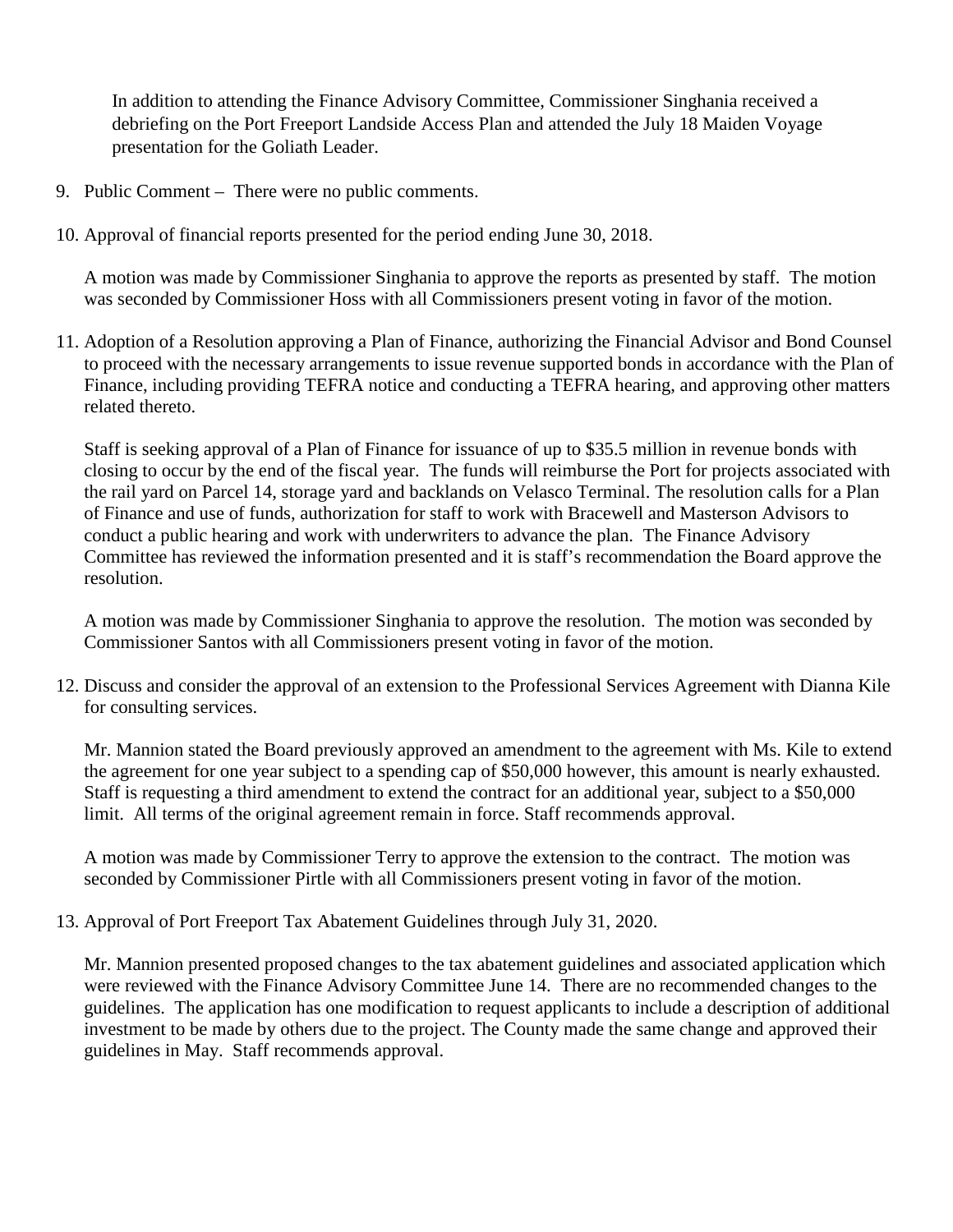In addition to attending the Finance Advisory Committee, Commissioner Singhania received a debriefing on the Port Freeport Landside Access Plan and attended the July 18 Maiden Voyage presentation for the Goliath Leader.

9. Public Comment – There were no public comments.

10. Approval of financial reports presented for the period ending June 30, 2018.

    A motion was made by Commissioner Singhania to approve the reports as presented by staff. The motion was seconded by Commissioner Hoss with all Commissioners present voting in favor of the motion.

11. Adoption of a Resolution approving a Plan of Finance, authorizing the Financial Advisor and Bond Counsel to proceed with the necessary arrangements to issue revenue supported bonds in accordance with the Plan of Finance, including providing TEFRA notice and conducting a TEFRA hearing, and approving other matters related thereto.

    Staff is seeking approval of a Plan of Finance for issuance of up to $35.5 million in revenue bonds with closing to occur by the end of the fiscal year. The funds will reimburse the Port for projects associated with the rail yard on Parcel 14, storage yard and backlands on Velasco Terminal. The resolution calls for a Plan of Finance and use of funds, authorization for staff to work with Bracewell and Masterson Advisors to conduct a public hearing and work with underwriters to advance the plan. The Finance Advisory Committee has reviewed the information presented and it is staff's recommendation the Board approve the resolution.

    A motion was made by Commissioner Singhania to approve the resolution. The motion was seconded by Commissioner Santos with all Commissioners present voting in favor of the motion.

12. Discuss and consider the approval of an extension to the Professional Services Agreement with Dianna Kile for consulting services.

    Mr. Mannion stated the Board previously approved an amendment to the agreement with Ms. Kile to extend the agreement for one year subject to a spending cap of $50,000 however, this amount is nearly exhausted. Staff is requesting a third amendment to extend the contract for an additional year, subject to a $50,000 limit. All terms of the original agreement remain in force. Staff recommends approval.

    A motion was made by Commissioner Terry to approve the extension to the contract. The motion was seconded by Commissioner Pirtle with all Commissioners present voting in favor of the motion.

13. Approval of Port Freeport Tax Abatement Guidelines through July 31, 2020.

    Mr. Mannion presented proposed changes to the tax abatement guidelines and associated application which were reviewed with the Finance Advisory Committee June 14. There are no recommended changes to the guidelines. The application has one modification to request applicants to include a description of additional investment to be made by others due to the project. The County made the same change and approved their guidelines in May. Staff recommends approval.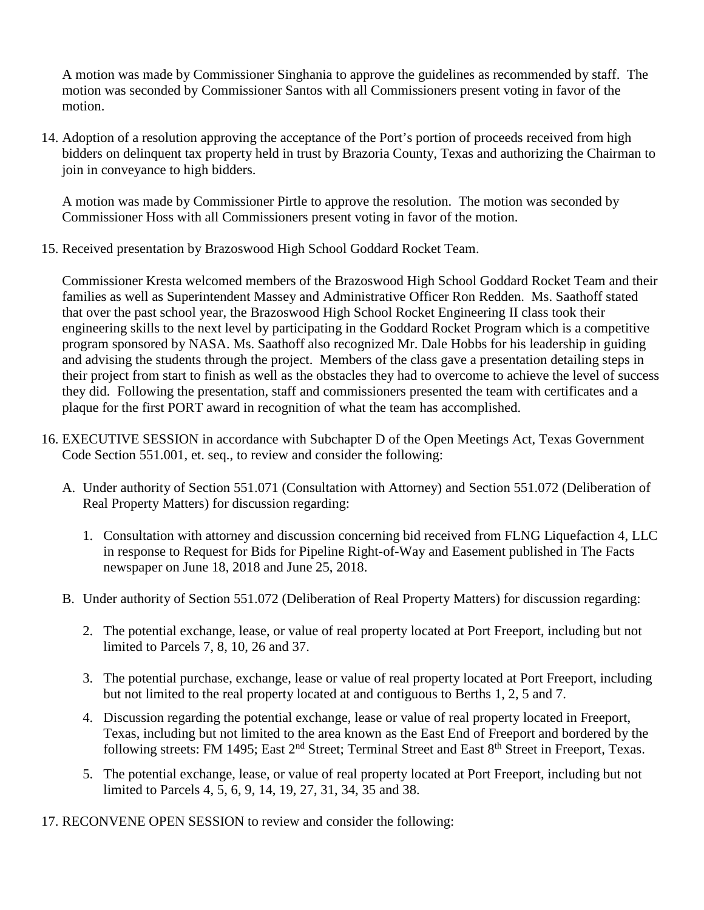A motion was made by Commissioner Singhania to approve the guidelines as recommended by staff. The motion was seconded by Commissioner Santos with all Commissioners present voting in favor of the motion.

14. Adoption of a resolution approving the acceptance of the Port's portion of proceeds received from high bidders on delinquent tax property held in trust by Brazoria County, Texas and authorizing the Chairman to join in conveyance to high bidders.

    A motion was made by Commissioner Pirtle to approve the resolution. The motion was seconded by Commissioner Hoss with all Commissioners present voting in favor of the motion.

15. Received presentation by Brazoswood High School Goddard Rocket Team.

    Commissioner Kresta welcomed members of the Brazoswood High School Goddard Rocket Team and their families as well as Superintendent Massey and Administrative Officer Ron Redden. Ms. Saathoff stated that over the past school year, the Brazoswood High School Rocket Engineering II class took their engineering skills to the next level by participating in the Goddard Rocket Program which is a competitive program sponsored by NASA. Ms. Saathoff also recognized Mr. Dale Hobbs for his leadership in guiding and advising the students through the project. Members of the class gave a presentation detailing steps in their project from start to finish as well as the obstacles they had to overcome to achieve the level of success they did. Following the presentation, staff and commissioners presented the team with certificates and a plaque for the first PORT award in recognition of what the team has accomplished.

16. EXECUTIVE SESSION in accordance with Subchapter D of the Open Meetings Act, Texas Government Code Section 551.001, et. seq., to review and consider the following:

    A. Under authority of Section 551.071 (Consultation with Attorney) and Section 551.072 (Deliberation of Real Property Matters) for discussion regarding:

        1. Consultation with attorney and discussion concerning bid received from FLNG Liquefaction 4, LLC in response to Request for Bids for Pipeline Right-of-Way and Easement published in The Facts newspaper on June 18, 2018 and June 25, 2018.

    B. Under authority of Section 551.072 (Deliberation of Real Property Matters) for discussion regarding:

        2. The potential exchange, lease, or value of real property located at Port Freeport, including but not limited to Parcels 7, 8, 10, 26 and 37.

        3. The potential purchase, exchange, lease or value of real property located at Port Freeport, including but not limited to the real property located at and contiguous to Berths 1, 2, 5 and 7.

        4. Discussion regarding the potential exchange, lease or value of real property located in Freeport, Texas, including but not limited to the area known as the East End of Freeport and bordered by the following streets: FM 1495; East 2nd Street; Terminal Street and East 8th Street in Freeport, Texas.

        5. The potential exchange, lease, or value of real property located at Port Freeport, including but not limited to Parcels 4, 5, 6, 9, 14, 19, 27, 31, 34, 35 and 38.

17. RECONVENE OPEN SESSION to review and consider the following: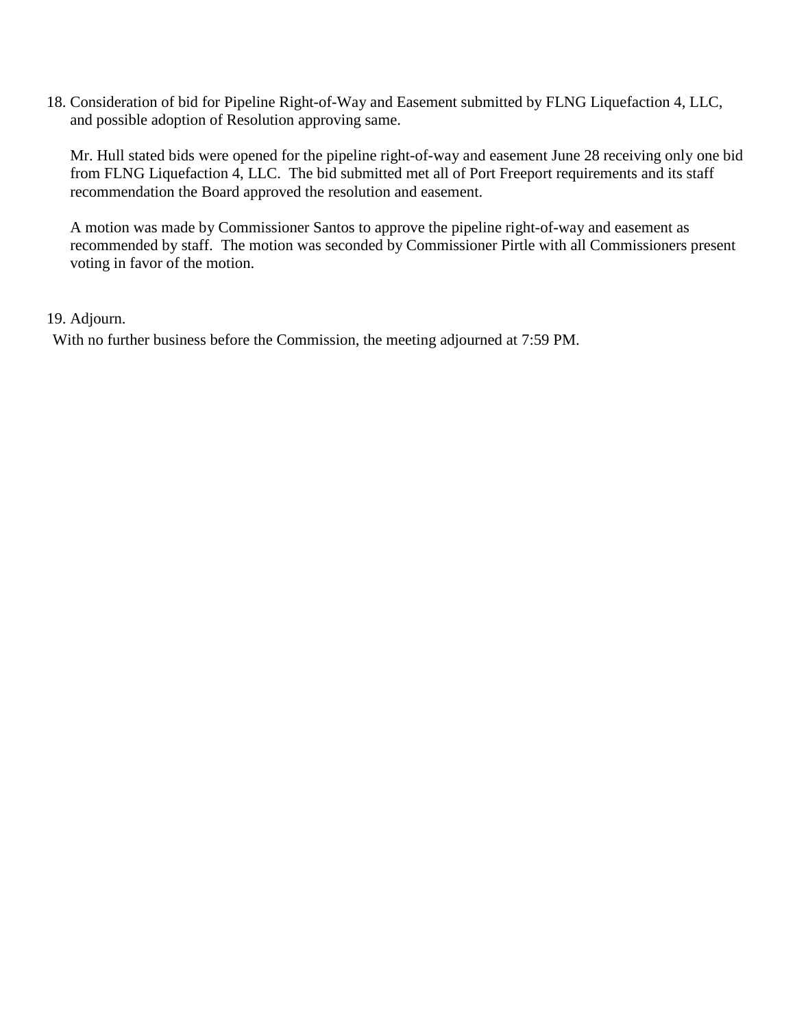18. Consideration of bid for Pipeline Right-of-Way and Easement submitted by FLNG Liquefaction 4, LLC, and possible adoption of Resolution approving same.

    Mr. Hull stated bids were opened for the pipeline right-of-way and easement June 28 receiving only one bid from FLNG Liquefaction 4, LLC. The bid submitted met all of Port Freeport requirements and its staff recommendation the Board approved the resolution and easement.

    A motion was made by Commissioner Santos to approve the pipeline right-of-way and easement as recommended by staff. The motion was seconded by Commissioner Pirtle with all Commissioners present voting in favor of the motion.

19. Adjourn.

With no further business before the Commission, the meeting adjourned at 7:59 PM.